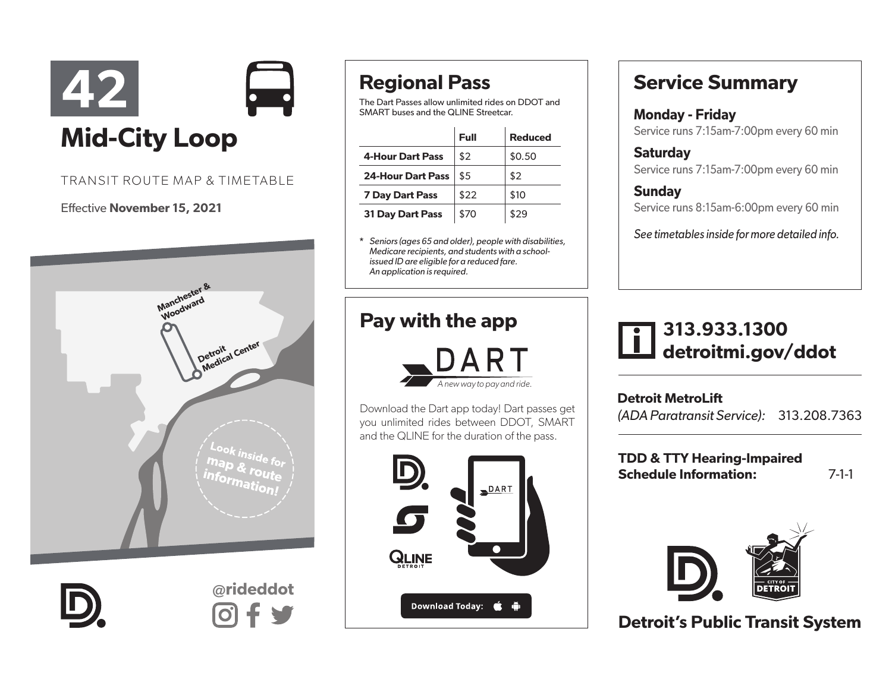# 42 Mid-City Loop

TRANSIT ROUTE MAP & TIMETABLE

Effective **November 15, 2021**

Manchester & Woodward

Detroit Medical Center

Look inside for map & route information!

@rideddot

## Regional Pass

The Dart Passes allow unlimited rides on DDOT and SMART buses and the QLINE Streetcar.

| | Full | Reduced |
|---|---|---|
| **4-Hour Dart Pass** | $2 | $0.50 |
| **24-Hour Dart Pass** | $5 | $2 |
| **7 Day Dart Pass** | $22 | $10 |
| **31 Day Dart Pass** | $70 | $29 |

*\* Seniors (ages 65 and older), people with disabilities, Medicare recipients, and students with a school-issued ID are eligible for a reduced fare. An application is required.*

## Pay with the app

DART

*A new way to pay and ride.*

Download the Dart app today! Dart passes get you unlimited rides between DDOT, SMART and the QLINE for the duration of the pass.

Download Today:

## Service Summary

**Monday - Friday**
Service runs 7:15am-7:00pm every 60 min

**Saturday**
Service runs 7:15am-7:00pm every 60 min

**Sunday**
Service runs 8:15am-6:00pm every 60 min

*See timetables inside for more detailed info.*

**313.933.1300**
**detroitmi.gov/ddot**

**Detroit MetroLift**
*(ADA Paratransit Service):* 313.208.7363

**TDD & TTY Hearing-Impaired Schedule Information:** 7-1-1

**Detroit's Public Transit System**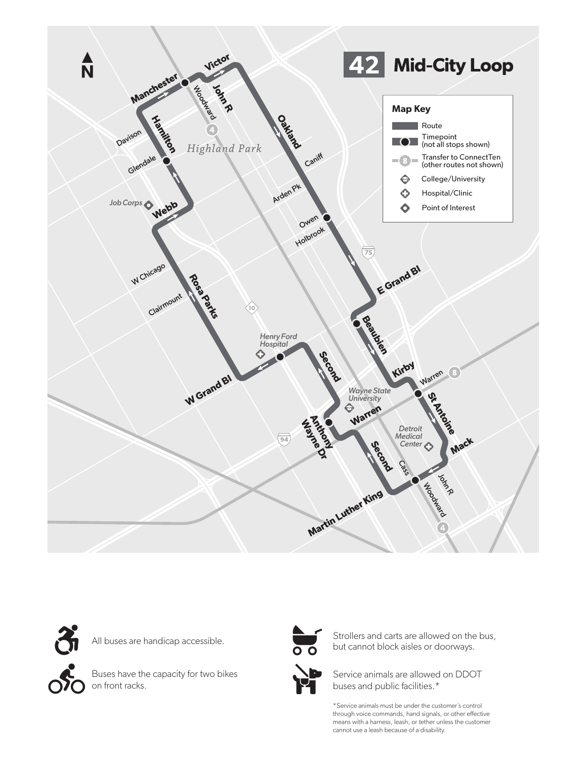# 42 Mid-City Loop

**Map Key**

- Route
- Timepoint (not all stops shown)
- Transfer to ConnectTen (other routes not shown)
- College/University
- Hospital/Clinic
- Point of Interest

Manchester, Victor, Woodward, John R, Oakland, Hamilton, Davison, Highland Park, Glendale, Caniff, Arden Pk, Job Corps, Webb, Owen, Holbrook, 75, W Chicago, Rosa Parks, E Grand Bl, Clairmount, 10, Beaubien, Henry Ford Hospital, Second, Kirby, W Grand Bl, Warren, Wayne State University, St Antoine, Anthony Wayne Dr, Warren, 94, Detroit Medical Center, Mack, Second, Cass, John R, Woodward, Martin Luther King, 4, 8

All buses are handicap accessible.

Buses have the capacity for two bikes on front racks.

Strollers and carts are allowed on the bus, but cannot block aisles or doorways.

Service animals are allowed on DDOT buses and public facilities.*

*Service animals must be under the customer's control through voice commands, hand signals, or other effective means with a harness, leash, or tether unless the customer cannot use a leash because of a disability.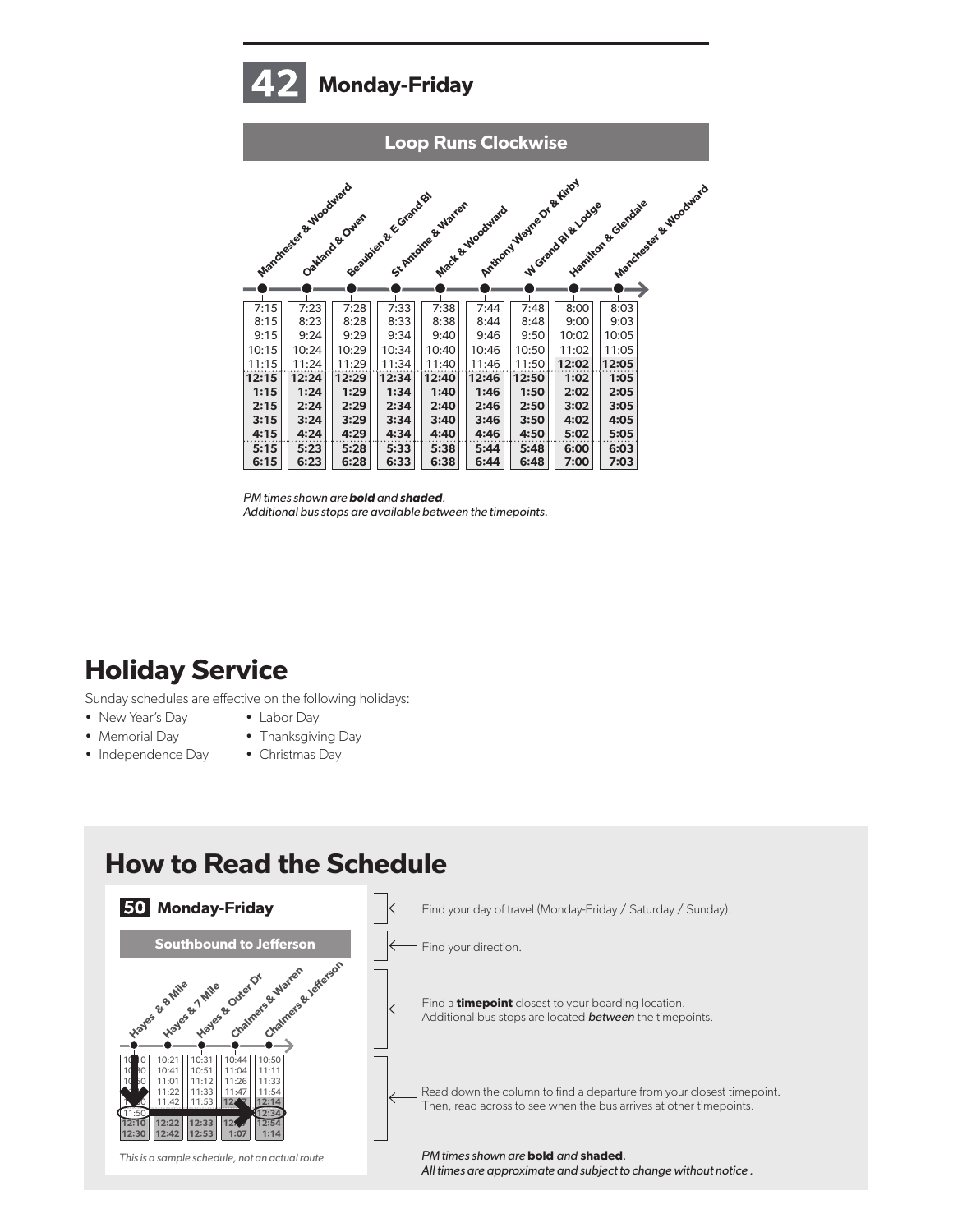## 42 Monday-Friday

### Loop Runs Clockwise

| Manchester & Woodward | Oakland & Owen | Beaubien & E Grand Bl | St Antoine & Warren | Mack & Woodward | Anthony Wayne Dr & Kirby | W Grand Bl & Lodge | Hamilton & Glendale | Manchester & Woodward |
|---|---|---|---|---|---|---|---|---|
| 7:15 | 7:23 | 7:28 | 7:33 | 7:38 | 7:44 | 7:48 | 8:00 | 8:03 |
| 8:15 | 8:23 | 8:28 | 8:33 | 8:38 | 8:44 | 8:48 | 9:00 | 9:03 |
| 9:15 | 9:24 | 9:29 | 9:34 | 9:40 | 9:46 | 9:50 | 10:02 | 10:05 |
| 10:15 | 10:24 | 10:29 | 10:34 | 10:40 | 10:46 | 10:50 | 11:02 | 11:05 |
| 11:15 | 11:24 | 11:29 | 11:34 | 11:40 | 11:46 | 11:50 | **12:02** | **12:05** |
| **12:15** | **12:24** | **12:29** | **12:34** | **12:40** | **12:46** | **12:50** | **1:02** | **1:05** |
| **1:15** | **1:24** | **1:29** | **1:34** | **1:40** | **1:46** | **1:50** | **2:02** | **2:05** |
| **2:15** | **2:24** | **2:29** | **2:34** | **2:40** | **2:46** | **2:50** | **3:02** | **3:05** |
| **3:15** | **3:24** | **3:29** | **3:34** | **3:40** | **3:46** | **3:50** | **4:02** | **4:05** |
| **4:15** | **4:24** | **4:29** | **4:34** | **4:40** | **4:46** | **4:50** | **5:02** | **5:05** |
| **5:15** | **5:23** | **5:28** | **5:33** | **5:38** | **5:44** | **5:48** | **6:00** | **6:03** |
| **6:15** | **6:23** | **6:28** | **6:33** | **6:38** | **6:44** | **6:48** | **7:00** | **7:03** |

*PM times shown are **bold** and **shaded**.*
*Additional bus stops are available between the timepoints.*

# Holiday Service

Sunday schedules are effective on the following holidays:

- New Year's Day
- Memorial Day
- Independence Day
- Labor Day
- Thanksgiving Day
- Christmas Day

# How to Read the Schedule

**50 Monday-Friday**

**Southbound to Jefferson**

| Hayes & 8 Mile | Hayes & 7 Mile | Hayes & Outer Dr | Chalmers & Warren | Chalmers & Jefferson |
|---|---|---|---|---|
| 10:10 | 10:21 | 10:31 | 10:44 | 10:50 |
| 10:30 | 10:41 | 10:51 | 11:04 | 11:11 |
| 10:50 | 11:01 | 11:12 | 11:26 | 11:33 |
| 11:10 | 11:22 | 11:33 | 11:47 | 11:54 |
| 11:30 | 11:42 | 11:53 | **12:07** | **12:14** |
| 11:50 | | | | **12:34** |
| **12:10** | **12:22** | **12:33** | **12:47** | **12:54** |
| **12:30** | **12:42** | **12:53** | **1:07** | **1:14** |

*This is a sample schedule, not an actual route*

- Find your day of travel (Monday-Friday / Saturday / Sunday).
- Find your direction.
- Find a **timepoint** closest to your boarding location. Additional bus stops are located *between* the timepoints.
- Read down the column to find a departure from your closest timepoint. Then, read across to see when the bus arrives at other timepoints.

*PM times shown are **bold** and **shaded**.*
*All times are approximate and subject to change without notice .*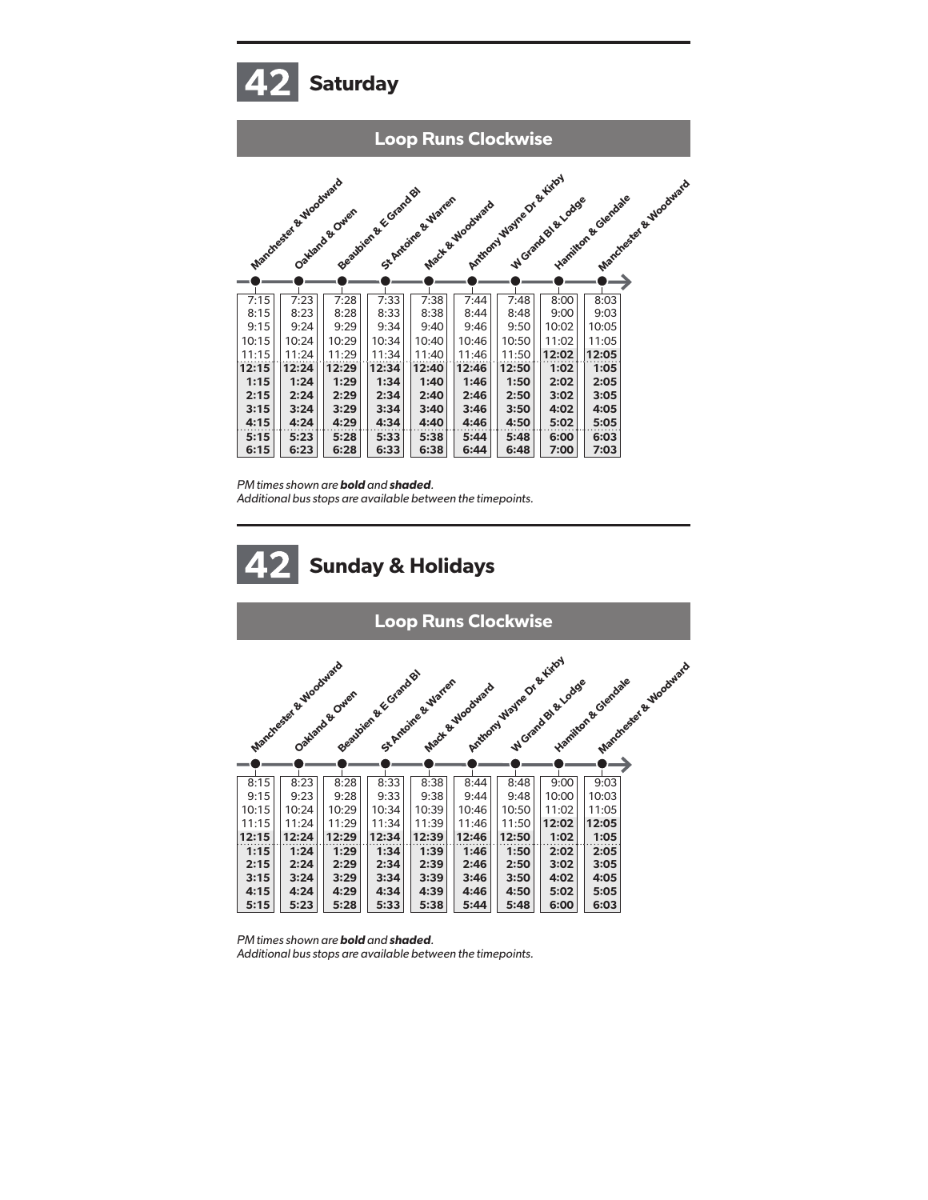## 42 Saturday

### Loop Runs Clockwise

| Manchester & Woodward | Oakland & Owen | Beaubien & E Grand Bl | St Antoine & Warren | Mack & Woodward | Anthony Wayne Dr & Kirby | W Grand Bl & Lodge | Hamilton & Glendale | Manchester & Woodward |
|---|---|---|---|---|---|---|---|---|
| 7:15 | 7:23 | 7:28 | 7:33 | 7:38 | 7:44 | 7:48 | 8:00 | 8:03 |
| 8:15 | 8:23 | 8:28 | 8:33 | 8:38 | 8:44 | 8:48 | 9:00 | 9:03 |
| 9:15 | 9:24 | 9:29 | 9:34 | 9:40 | 9:46 | 9:50 | 10:02 | 10:05 |
| 10:15 | 10:24 | 10:29 | 10:34 | 10:40 | 10:46 | 10:50 | 11:02 | 11:05 |
| 11:15 | 11:24 | 11:29 | 11:34 | 11:40 | 11:46 | 11:50 | **12:02** | **12:05** |
| **12:15** | **12:24** | **12:29** | **12:34** | **12:40** | **12:46** | **12:50** | **1:02** | **1:05** |
| **1:15** | **1:24** | **1:29** | **1:34** | **1:40** | **1:46** | **1:50** | **2:02** | **2:05** |
| **2:15** | **2:24** | **2:29** | **2:34** | **2:40** | **2:46** | **2:50** | **3:02** | **3:05** |
| **3:15** | **3:24** | **3:29** | **3:34** | **3:40** | **3:46** | **3:50** | **4:02** | **4:05** |
| **4:15** | **4:24** | **4:29** | **4:34** | **4:40** | **4:46** | **4:50** | **5:02** | **5:05** |
| **5:15** | **5:23** | **5:28** | **5:33** | **5:38** | **5:44** | **5:48** | **6:00** | **6:03** |
| **6:15** | **6:23** | **6:28** | **6:33** | **6:38** | **6:44** | **6:48** | **7:00** | **7:03** |

*PM times shown are **bold** and **shaded**.*
*Additional bus stops are available between the timepoints.*

## 42 Sunday & Holidays

### Loop Runs Clockwise

| Manchester & Woodward | Oakland & Owen | Beaubien & E Grand Bl | St Antoine & Warren | Mack & Woodward | Anthony Wayne Dr & Kirby | W Grand Bl & Lodge | Hamilton & Glendale | Manchester & Woodward |
|---|---|---|---|---|---|---|---|---|
| 8:15 | 8:23 | 8:28 | 8:33 | 8:38 | 8:44 | 8:48 | 9:00 | 9:03 |
| 9:15 | 9:23 | 9:28 | 9:33 | 9:38 | 9:44 | 9:48 | 10:00 | 10:03 |
| 10:15 | 10:24 | 10:29 | 10:34 | 10:39 | 10:46 | 10:50 | 11:02 | 11:05 |
| 11:15 | 11:24 | 11:29 | 11:34 | 11:39 | 11:46 | 11:50 | **12:02** | **12:05** |
| **12:15** | **12:24** | **12:29** | **12:34** | **12:39** | **12:46** | **12:50** | **1:02** | **1:05** |
| **1:15** | **1:24** | **1:29** | **1:34** | **1:39** | **1:46** | **1:50** | **2:02** | **2:05** |
| **2:15** | **2:24** | **2:29** | **2:34** | **2:39** | **2:46** | **2:50** | **3:02** | **3:05** |
| **3:15** | **3:24** | **3:29** | **3:34** | **3:39** | **3:46** | **3:50** | **4:02** | **4:05** |
| **4:15** | **4:24** | **4:29** | **4:34** | **4:39** | **4:46** | **4:50** | **5:02** | **5:05** |
| **5:15** | **5:23** | **5:28** | **5:33** | **5:38** | **5:44** | **5:48** | **6:00** | **6:03** |

*PM times shown are **bold** and **shaded**.*
*Additional bus stops are available between the timepoints.*